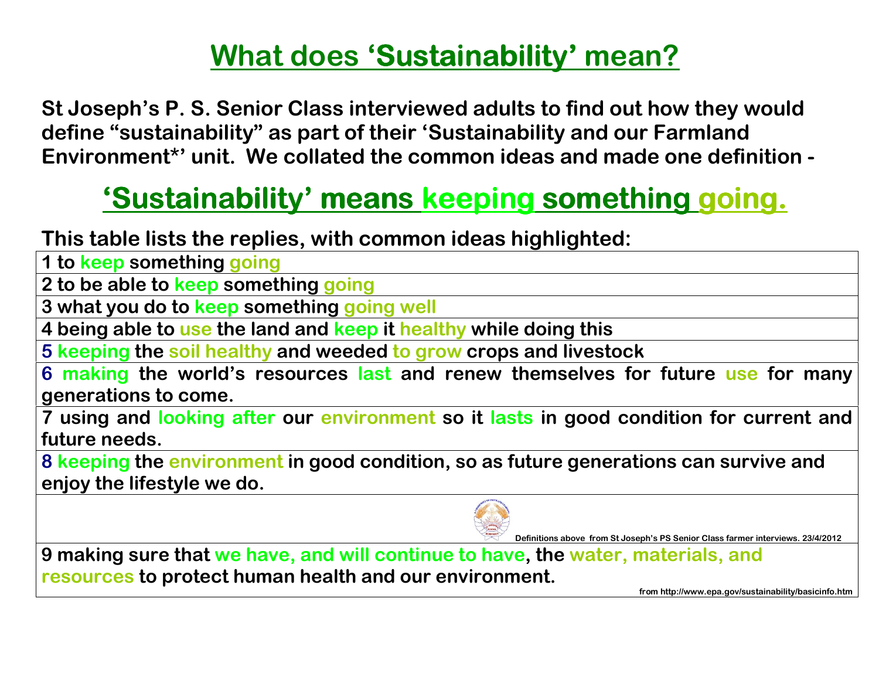# What does 'Sustainability' mean?

**St Joseph's P. S. Senior Class interviewed adults to find out how they would define "sustainability" as part of their 'Sustainability and our Farmland Environment*' unit. We collated the common ideas and made one definition -**

## 'Sustainability' means keeping something going.

**This table lists the replies, with common ideas highlighted:**

| |
|---|
| **1 to keep something going** |
| **2 to be able to keep something going** |
| **3 what you do to keep something going well** |
| **4 being able to use the land and keep it healthy while doing this** |
| **5 keeping the soil healthy and weeded to grow crops and livestock** |
| **6 making the world's resources last and renew themselves for future use for many generations to come.** |
| **7 using and looking after our environment so it lasts in good condition for current and future needs.** |
| **8 keeping the environment in good condition, so as future generations can survive and enjoy the lifestyle we do.** |
| Definitions above from St Joseph's PS Senior Class farmer interviews. 23/4/2012 |
| **9 making sure that we have, and will continue to have, the water, materials, and resources to protect human health and our environment.** from http://www.epa.gov/sustainability/basicinfo.htm |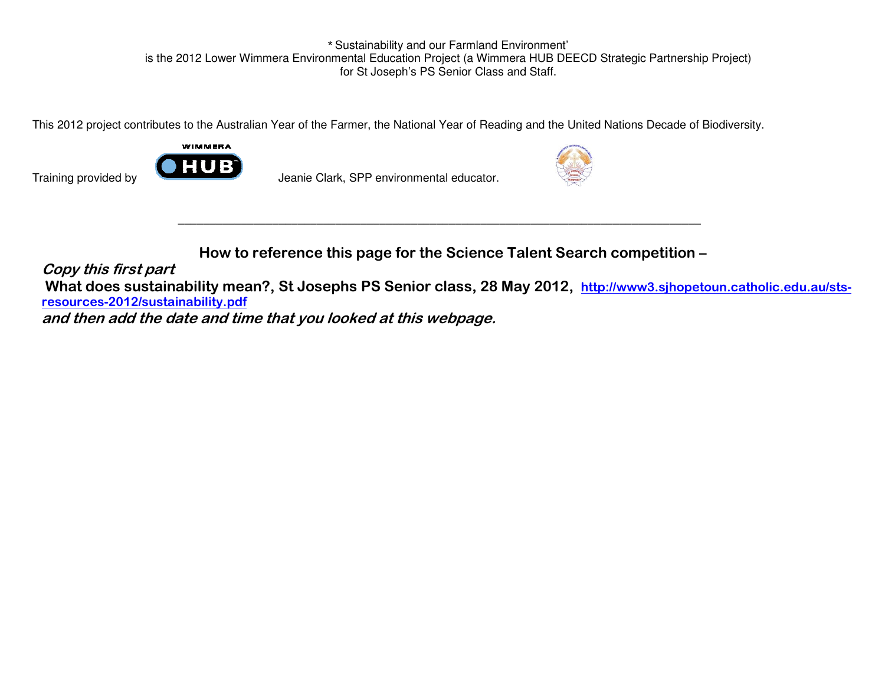* Sustainability and our Farmland Environment'
is the 2012 Lower Wimmera Environmental Education Project (a Wimmera HUB DEECD Strategic Partnership Project)
for St Joseph's PS Senior Class and Staff.

This 2012 project contributes to the Australian Year of the Farmer, the National Year of Reading and the United Nations Decade of Biodiversity.

Training provided by Jeanie Clark, SPP environmental educator.

---

**How to reference this page for the Science Talent Search competition –**

***Copy this first part***

**What does sustainability mean?, St Josephs PS Senior class, 28 May 2012, [http://www3.sjhopetoun.catholic.edu.au/sts-resources-2012/sustainability.pdf](http://www3.sjhopetoun.catholic.edu.au/sts-resources-2012/sustainability.pdf)**

***and then add the date and time that you looked at this webpage.***